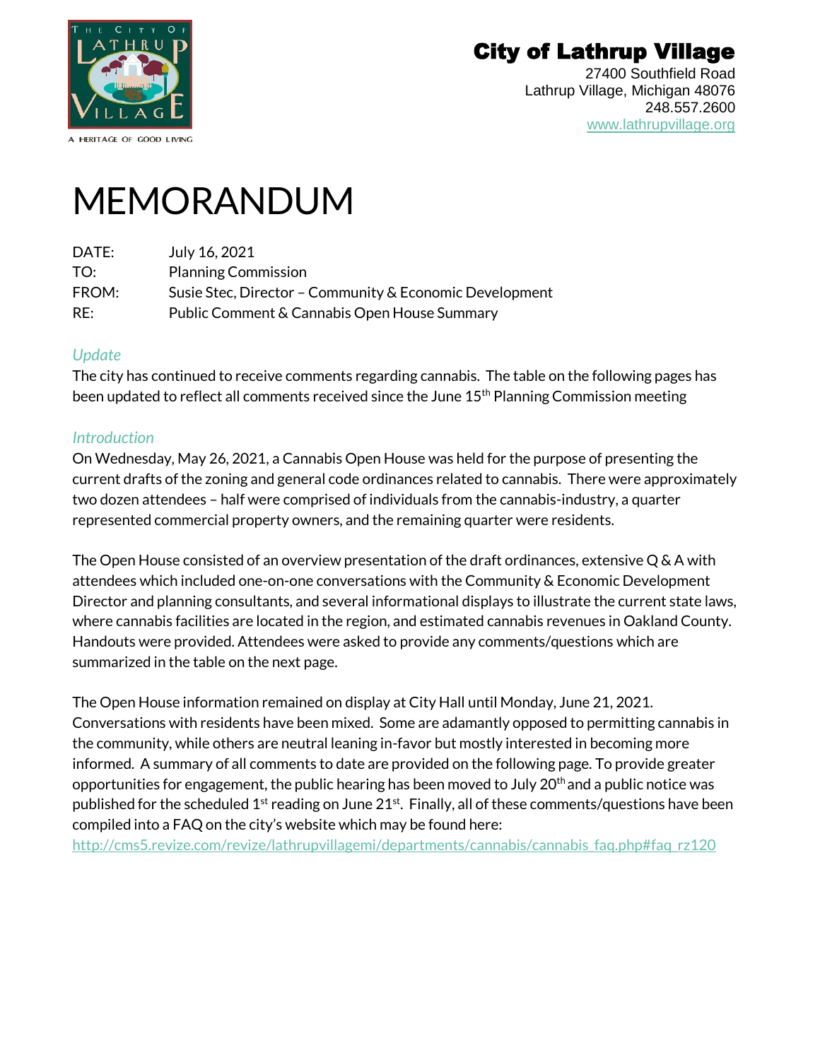# City of Lathrup Village

27400 Southfield Road
Lathrup Village, Michigan 48076
248.557.2600
www.lathrupvillage.org

A HERITAGE OF GOOD LIVING

# MEMORANDUM

DATE: July 16, 2021
TO: Planning Commission
FROM: Susie Stec, Director – Community & Economic Development
RE: Public Comment & Cannabis Open House Summary

## *Update*

The city has continued to receive comments regarding cannabis. The table on the following pages has been updated to reflect all comments received since the June 15th Planning Commission meeting

## *Introduction*

On Wednesday, May 26, 2021, a Cannabis Open House was held for the purpose of presenting the current drafts of the zoning and general code ordinances related to cannabis. There were approximately two dozen attendees – half were comprised of individuals from the cannabis-industry, a quarter represented commercial property owners, and the remaining quarter were residents.

The Open House consisted of an overview presentation of the draft ordinances, extensive Q & A with attendees which included one-on-one conversations with the Community & Economic Development Director and planning consultants, and several informational displays to illustrate the current state laws, where cannabis facilities are located in the region, and estimated cannabis revenues in Oakland County. Handouts were provided. Attendees were asked to provide any comments/questions which are summarized in the table on the next page.

The Open House information remained on display at City Hall until Monday, June 21, 2021. Conversations with residents have been mixed. Some are adamantly opposed to permitting cannabis in the community, while others are neutral leaning in-favor but mostly interested in becoming more informed. A summary of all comments to date are provided on the following page. To provide greater opportunities for engagement, the public hearing has been moved to July 20th and a public notice was published for the scheduled 1st reading on June 21st. Finally, all of these comments/questions have been compiled into a FAQ on the city's website which may be found here:
http://cms5.revize.com/revize/lathrupvillagemi/departments/cannabis/cannabis_faq.php#faq_rz120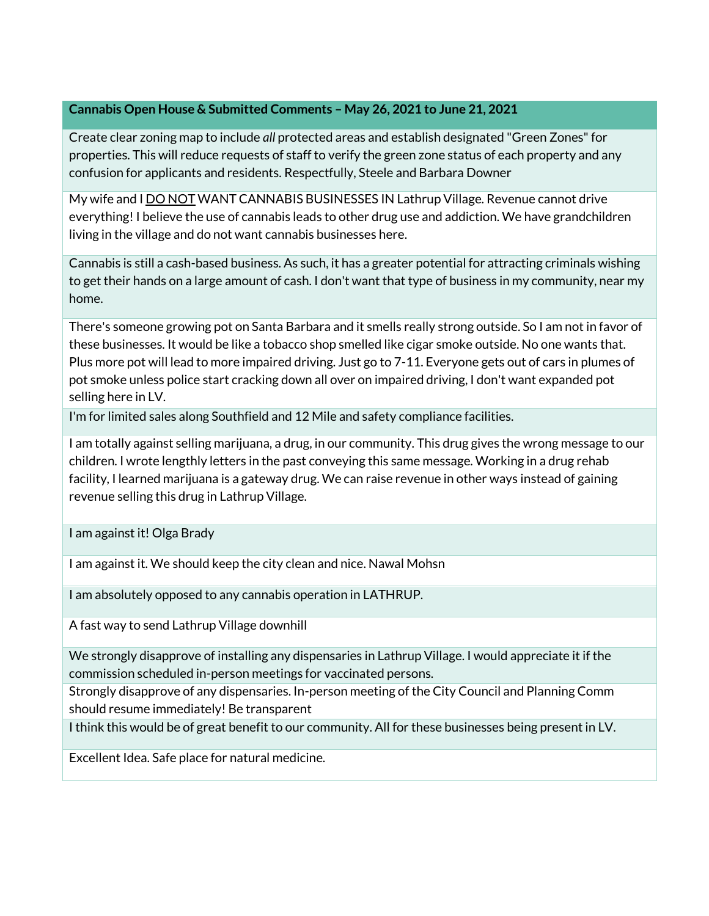| **Cannabis Open House & Submitted Comments – May 26, 2021 to June 21, 2021** |
| --- |
| Create clear zoning map to include *all* protected areas and establish designated "Green Zones" for properties. This will reduce requests of staff to verify the green zone status of each property and any confusion for applicants and residents. Respectfully, Steele and Barbara Downer |
| My wife and I DO NOT WANT CANNABIS BUSINESSES IN Lathrup Village. Revenue cannot drive everything! I believe the use of cannabis leads to other drug use and addiction. We have grandchildren living in the village and do not want cannabis businesses here. |
| Cannabis is still a cash-based business. As such, it has a greater potential for attracting criminals wishing to get their hands on a large amount of cash. I don't want that type of business in my community, near my home. |
| There's someone growing pot on Santa Barbara and it smells really strong outside. So I am not in favor of these businesses. It would be like a tobacco shop smelled like cigar smoke outside. No one wants that. Plus more pot will lead to more impaired driving. Just go to 7-11. Everyone gets out of cars in plumes of pot smoke unless police start cracking down all over on impaired driving, I don't want expanded pot selling here in LV. |
| I'm for limited sales along Southfield and 12 Mile and safety compliance facilities. |
| I am totally against selling marijuana, a drug, in our community. This drug gives the wrong message to our children. I wrote lengthly letters in the past conveying this same message. Working in a drug rehab facility, I learned marijuana is a gateway drug. We can raise revenue in other ways instead of gaining revenue selling this drug in Lathrup Village. |
| I am against it! Olga Brady |
| I am against it. We should keep the city clean and nice. Nawal Mohsn |
| I am absolutely opposed to any cannabis operation in LATHRUP. |
| A fast way to send Lathrup Village downhill |
| We strongly disapprove of installing any dispensaries in Lathrup Village. I would appreciate it if the commission scheduled in-person meetings for vaccinated persons. |
| Strongly disapprove of any dispensaries. In-person meeting of the City Council and Planning Comm should resume immediately! Be transparent |
| I think this would be of great benefit to our community. All for these businesses being present in LV. |
| Excellent Idea. Safe place for natural medicine. |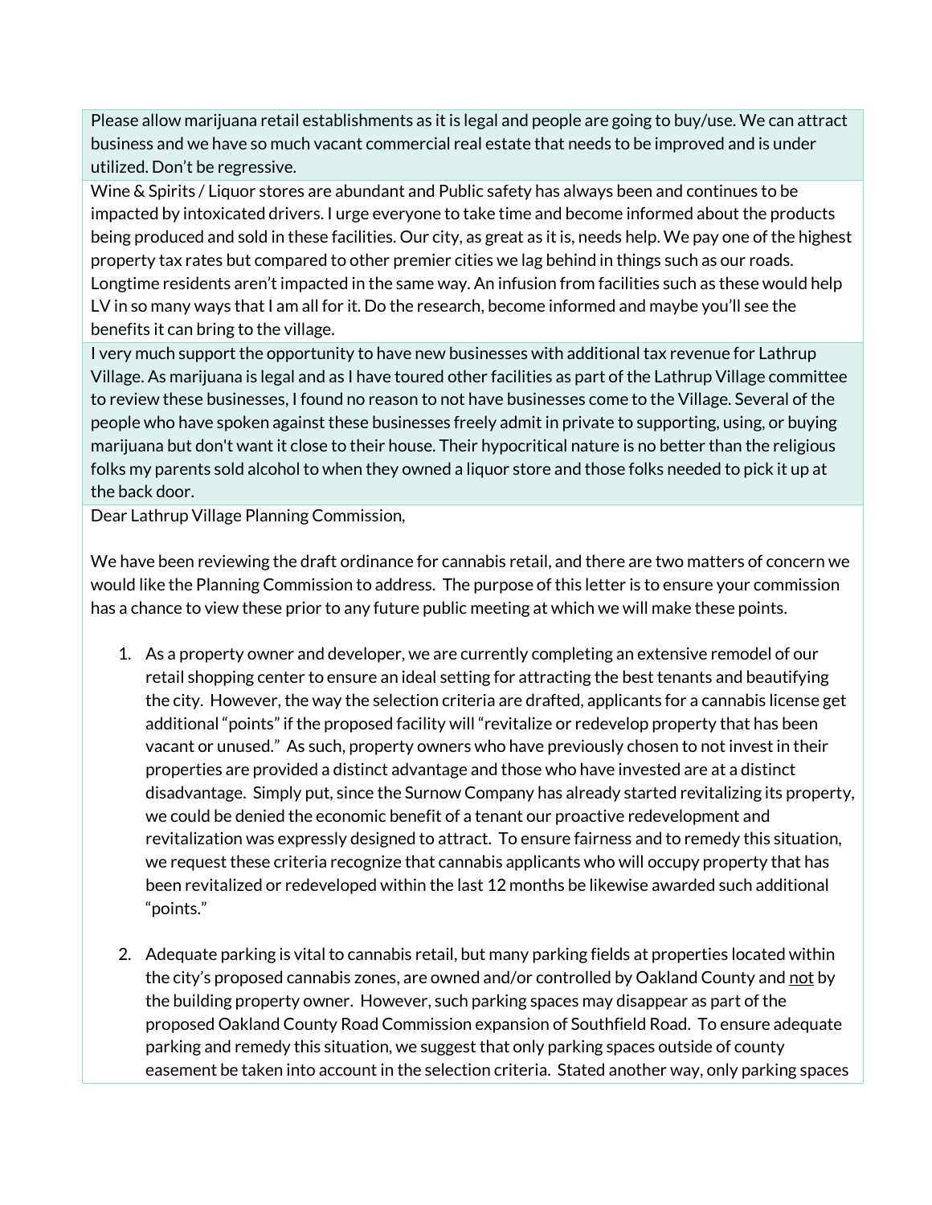Please allow marijuana retail establishments as it is legal and people are going to buy/use. We can attract business and we have so much vacant commercial real estate that needs to be improved and is under utilized. Don't be regressive.

Wine & Spirits / Liquor stores are abundant and Public safety has always been and continues to be impacted by intoxicated drivers. I urge everyone to take time and become informed about the products being produced and sold in these facilities. Our city, as great as it is, needs help. We pay one of the highest property tax rates but compared to other premier cities we lag behind in things such as our roads. Longtime residents aren't impacted in the same way. An infusion from facilities such as these would help LV in so many ways that I am all for it. Do the research, become informed and maybe you'll see the benefits it can bring to the village.

I very much support the opportunity to have new businesses with additional tax revenue for Lathrup Village. As marijuana is legal and as I have toured other facilities as part of the Lathrup Village committee to review these businesses, I found no reason to not have businesses come to the Village. Several of the people who have spoken against these businesses freely admit in private to supporting, using, or buying marijuana but don't want it close to their house. Their hypocritical nature is no better than the religious folks my parents sold alcohol to when they owned a liquor store and those folks needed to pick it up at the back door.

Dear Lathrup Village Planning Commission,

We have been reviewing the draft ordinance for cannabis retail, and there are two matters of concern we would like the Planning Commission to address. The purpose of this letter is to ensure your commission has a chance to view these prior to any future public meeting at which we will make these points.

1. As a property owner and developer, we are currently completing an extensive remodel of our retail shopping center to ensure an ideal setting for attracting the best tenants and beautifying the city. However, the way the selection criteria are drafted, applicants for a cannabis license get additional "points" if the proposed facility will "revitalize or redevelop property that has been vacant or unused." As such, property owners who have previously chosen to not invest in their properties are provided a distinct advantage and those who have invested are at a distinct disadvantage. Simply put, since the Surnow Company has already started revitalizing its property, we could be denied the economic benefit of a tenant our proactive redevelopment and revitalization was expressly designed to attract. To ensure fairness and to remedy this situation, we request these criteria recognize that cannabis applicants who will occupy property that has been revitalized or redeveloped within the last 12 months be likewise awarded such additional "points."

2. Adequate parking is vital to cannabis retail, but many parking fields at properties located within the city's proposed cannabis zones, are owned and/or controlled by Oakland County and not by the building property owner. However, such parking spaces may disappear as part of the proposed Oakland County Road Commission expansion of Southfield Road. To ensure adequate parking and remedy this situation, we suggest that only parking spaces outside of county easement be taken into account in the selection criteria. Stated another way, only parking spaces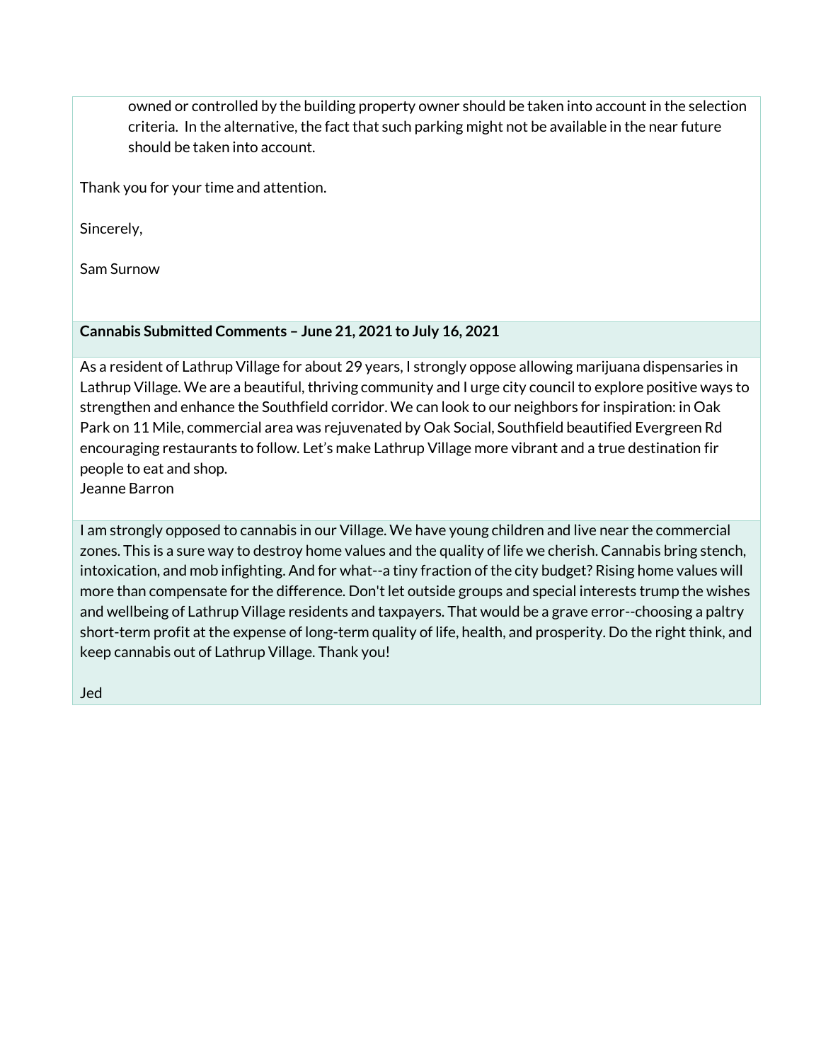owned or controlled by the building property owner should be taken into account in the selection criteria. In the alternative, the fact that such parking might not be available in the near future should be taken into account.

Thank you for your time and attention.

Sincerely,

Sam Surnow

**Cannabis Submitted Comments – June 21, 2021 to July 16, 2021**

As a resident of Lathrup Village for about 29 years, I strongly oppose allowing marijuana dispensaries in Lathrup Village. We are a beautiful, thriving community and I urge city council to explore positive ways to strengthen and enhance the Southfield corridor. We can look to our neighbors for inspiration: in Oak Park on 11 Mile, commercial area was rejuvenated by Oak Social, Southfield beautified Evergreen Rd encouraging restaurants to follow. Let's make Lathrup Village more vibrant and a true destination fir people to eat and shop.
Jeanne Barron

I am strongly opposed to cannabis in our Village. We have young children and live near the commercial zones. This is a sure way to destroy home values and the quality of life we cherish. Cannabis bring stench, intoxication, and mob infighting. And for what--a tiny fraction of the city budget? Rising home values will more than compensate for the difference. Don't let outside groups and special interests trump the wishes and wellbeing of Lathrup Village residents and taxpayers. That would be a grave error--choosing a paltry short-term profit at the expense of long-term quality of life, health, and prosperity. Do the right think, and keep cannabis out of Lathrup Village. Thank you!

Jed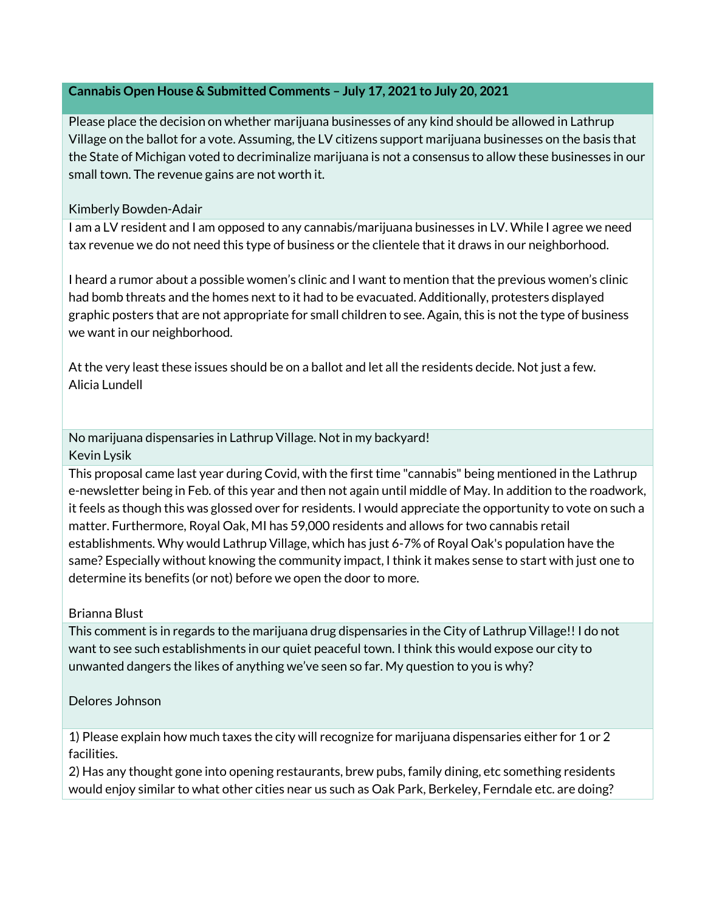**Cannabis Open House & Submitted Comments – July 17, 2021 to July 20, 2021**

Please place the decision on whether marijuana businesses of any kind should be allowed in Lathrup Village on the ballot for a vote. Assuming, the LV citizens support marijuana businesses on the basis that the State of Michigan voted to decriminalize marijuana is not a consensus to allow these businesses in our small town. The revenue gains are not worth it.

Kimberly Bowden-Adair

---

I am a LV resident and I am opposed to any cannabis/marijuana businesses in LV. While I agree we need tax revenue we do not need this type of business or the clientele that it draws in our neighborhood.

I heard a rumor about a possible women's clinic and I want to mention that the previous women's clinic had bomb threats and the homes next to it had to be evacuated. Additionally, protesters displayed graphic posters that are not appropriate for small children to see. Again, this is not the type of business we want in our neighborhood.

At the very least these issues should be on a ballot and let all the residents decide. Not just a few.
Alicia Lundell

---

No marijuana dispensaries in Lathrup Village. Not in my backyard!
Kevin Lysik

---

This proposal came last year during Covid, with the first time "cannabis" being mentioned in the Lathrup e-newsletter being in Feb. of this year and then not again until middle of May. In addition to the roadwork, it feels as though this was glossed over for residents. I would appreciate the opportunity to vote on such a matter. Furthermore, Royal Oak, MI has 59,000 residents and allows for two cannabis retail establishments. Why would Lathrup Village, which has just 6-7% of Royal Oak's population have the same? Especially without knowing the community impact, I think it makes sense to start with just one to determine its benefits (or not) before we open the door to more.

Brianna Blust

---

This comment is in regards to the marijuana drug dispensaries in the City of Lathrup Village!! I do not want to see such establishments in our quiet peaceful town. I think this would expose our city to unwanted dangers the likes of anything we've seen so far. My question to you is why?

Delores Johnson

---

1) Please explain how much taxes the city will recognize for marijuana dispensaries either for 1 or 2 facilities.
2) Has any thought gone into opening restaurants, brew pubs, family dining, etc something residents would enjoy similar to what other cities near us such as Oak Park, Berkeley, Ferndale etc. are doing?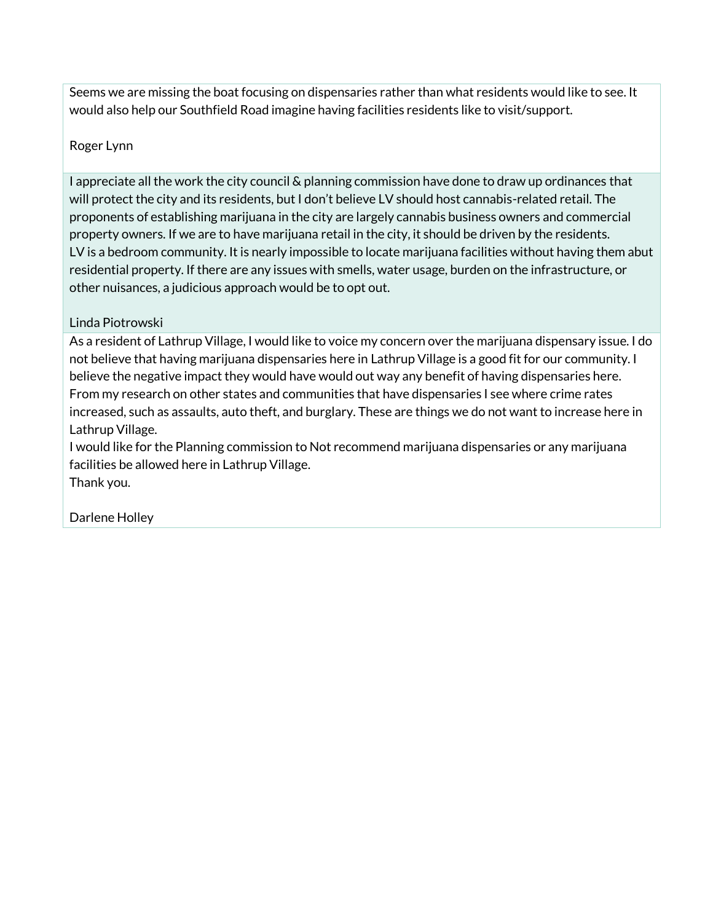Seems we are missing the boat focusing on dispensaries rather than what residents would like to see. It would also help our Southfield Road imagine having facilities residents like to visit/support.

Roger Lynn

I appreciate all the work the city council & planning commission have done to draw up ordinances that will protect the city and its residents, but I don't believe LV should host cannabis-related retail. The proponents of establishing marijuana in the city are largely cannabis business owners and commercial property owners. If we are to have marijuana retail in the city, it should be driven by the residents.
LV is a bedroom community. It is nearly impossible to locate marijuana facilities without having them abut residential property. If there are any issues with smells, water usage, burden on the infrastructure, or other nuisances, a judicious approach would be to opt out.

Linda Piotrowski

As a resident of Lathrup Village, I would like to voice my concern over the marijuana dispensary issue. I do not believe that having marijuana dispensaries here in Lathrup Village is a good fit for our community. I believe the negative impact they would have would out way any benefit of having dispensaries here.
From my research on other states and communities that have dispensaries I see where crime rates increased, such as assaults, auto theft, and burglary. These are things we do not want to increase here in Lathrup Village.
I would like for the Planning commission to Not recommend marijuana dispensaries or any marijuana facilities be allowed here in Lathrup Village.
Thank you.

Darlene Holley